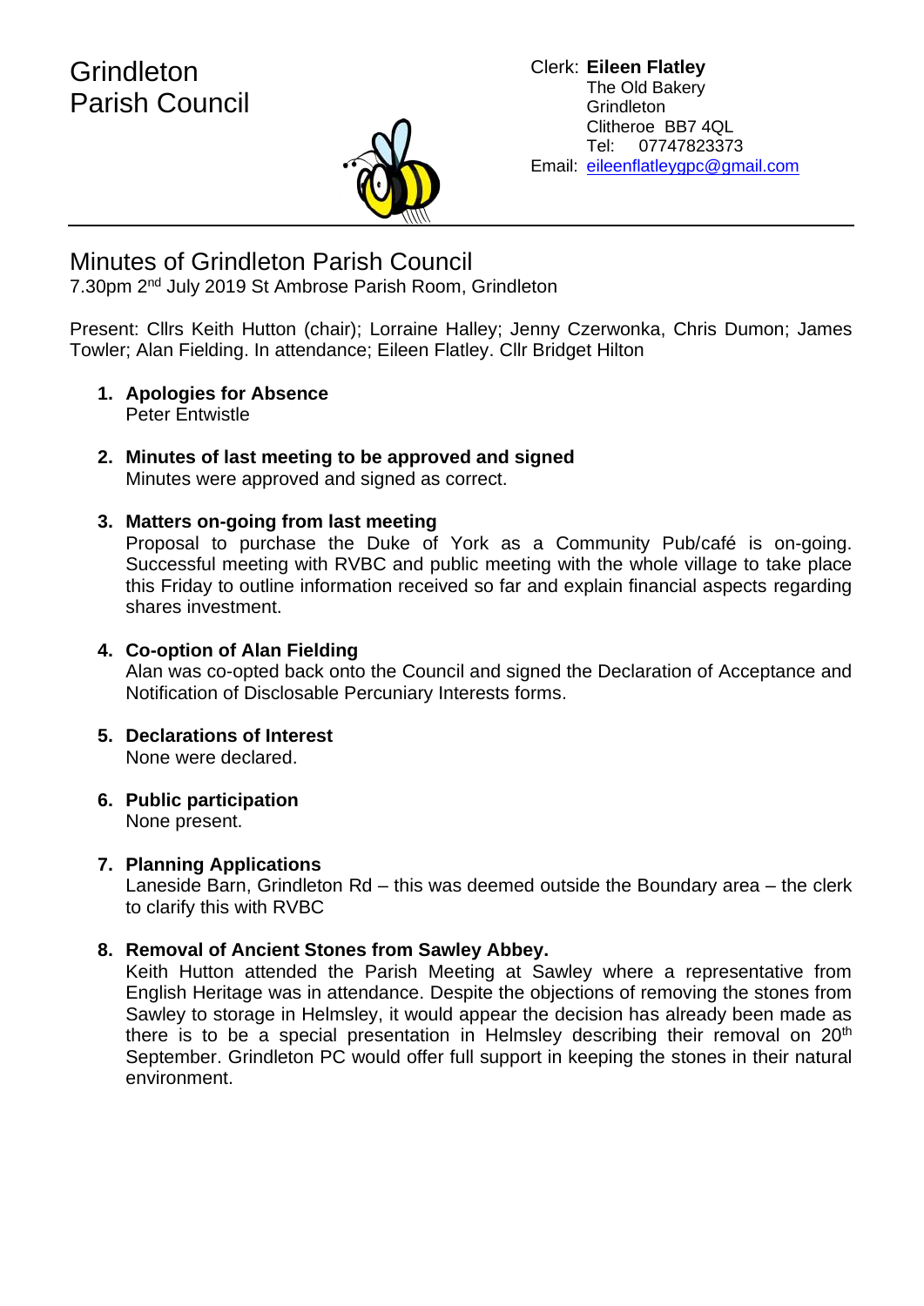Grindleton
Parish Council

Clerk: **Eileen Flatley**
The Old Bakery
Grindleton
Clitheroe BB7 4QL
Tel: 07747823373
Email: eileenflatleygpc@gmail.com

---

# Minutes of Grindleton Parish Council

7.30pm 2nd July 2019 St Ambrose Parish Room, Grindleton

Present: Cllrs Keith Hutton (chair); Lorraine Halley; Jenny Czerwonka, Chris Dumon; James Towler; Alan Fielding. In attendance; Eileen Flatley. Cllr Bridget Hilton

1. **Apologies for Absence**
   Peter Entwistle

2. **Minutes of last meeting to be approved and signed**
   Minutes were approved and signed as correct.

3. **Matters on-going from last meeting**
   Proposal to purchase the Duke of York as a Community Pub/café is on-going. Successful meeting with RVBC and public meeting with the whole village to take place this Friday to outline information received so far and explain financial aspects regarding shares investment.

4. **Co-option of Alan Fielding**
   Alan was co-opted back onto the Council and signed the Declaration of Acceptance and Notification of Disclosable Percuniary Interests forms.

5. **Declarations of Interest**
   None were declared.

6. **Public participation**
   None present.

7. **Planning Applications**
   Laneside Barn, Grindleton Rd – this was deemed outside the Boundary area – the clerk to clarify this with RVBC

8. **Removal of Ancient Stones from Sawley Abbey.**
   Keith Hutton attended the Parish Meeting at Sawley where a representative from English Heritage was in attendance. Despite the objections of removing the stones from Sawley to storage in Helmsley, it would appear the decision has already been made as there is to be a special presentation in Helmsley describing their removal on 20th September. Grindleton PC would offer full support in keeping the stones in their natural environment.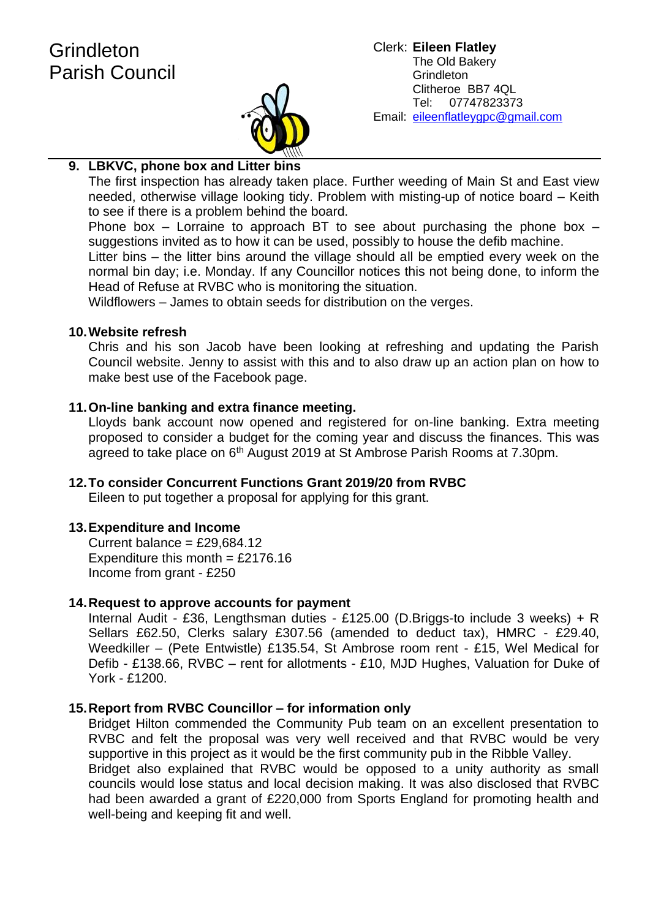Grindleton
Parish Council

Clerk: **Eileen Flatley**
The Old Bakery
Grindleton
Clitheroe BB7 4QL
Tel: 07747823373
Email: eileenflatleygpc@gmail.com

**9. LBKVC, phone box and Litter bins**

The first inspection has already taken place. Further weeding of Main St and East view needed, otherwise village looking tidy. Problem with misting-up of notice board – Keith to see if there is a problem behind the board.

Phone box – Lorraine to approach BT to see about purchasing the phone box – suggestions invited as to how it can be used, possibly to house the defib machine.

Litter bins – the litter bins around the village should all be emptied every week on the normal bin day; i.e. Monday. If any Councillor notices this not being done, to inform the Head of Refuse at RVBC who is monitoring the situation.

Wildflowers – James to obtain seeds for distribution on the verges.

**10. Website refresh**

Chris and his son Jacob have been looking at refreshing and updating the Parish Council website. Jenny to assist with this and to also draw up an action plan on how to make best use of the Facebook page.

**11. On-line banking and extra finance meeting.**

Lloyds bank account now opened and registered for on-line banking. Extra meeting proposed to consider a budget for the coming year and discuss the finances. This was agreed to take place on 6th August 2019 at St Ambrose Parish Rooms at 7.30pm.

**12. To consider Concurrent Functions Grant 2019/20 from RVBC**

Eileen to put together a proposal for applying for this grant.

**13. Expenditure and Income**

Current balance = £29,684.12
Expenditure this month = £2176.16
Income from grant - £250

**14. Request to approve accounts for payment**

Internal Audit - £36, Lengthsman duties - £125.00 (D.Briggs-to include 3 weeks) + R Sellars £62.50, Clerks salary £307.56 (amended to deduct tax), HMRC - £29.40, Weedkiller – (Pete Entwistle) £135.54, St Ambrose room rent - £15, Wel Medical for Defib - £138.66, RVBC – rent for allotments - £10, MJD Hughes, Valuation for Duke of York - £1200.

**15. Report from RVBC Councillor – for information only**

Bridget Hilton commended the Community Pub team on an excellent presentation to RVBC and felt the proposal was very well received and that RVBC would be very supportive in this project as it would be the first community pub in the Ribble Valley.

Bridget also explained that RVBC would be opposed to a unity authority as small councils would lose status and local decision making. It was also disclosed that RVBC had been awarded a grant of £220,000 from Sports England for promoting health and well-being and keeping fit and well.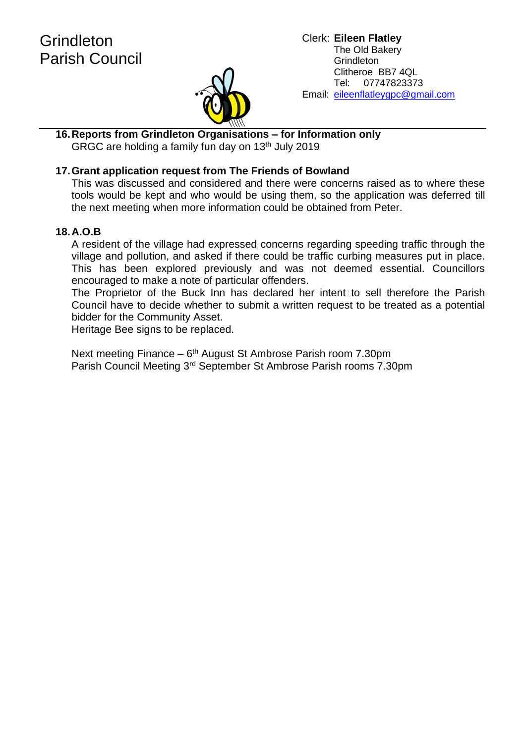# Grindleton Parish Council

Clerk: **Eileen Flatley**
The Old Bakery
Grindleton
Clitheroe BB7 4QL
Tel: 07747823373
Email: eileenflatleygpc@gmail.com

**16. Reports from Grindleton Organisations – for Information only**

GRGC are holding a family fun day on 13th July 2019

**17. Grant application request from The Friends of Bowland**

This was discussed and considered and there were concerns raised as to where these tools would be kept and who would be using them, so the application was deferred till the next meeting when more information could be obtained from Peter.

**18. A.O.B**

A resident of the village had expressed concerns regarding speeding traffic through the village and pollution, and asked if there could be traffic curbing measures put in place. This has been explored previously and was not deemed essential. Councillors encouraged to make a note of particular offenders.

The Proprietor of the Buck Inn has declared her intent to sell therefore the Parish Council have to decide whether to submit a written request to be treated as a potential bidder for the Community Asset.

Heritage Bee signs to be replaced.

Next meeting Finance – 6th August St Ambrose Parish room 7.30pm
Parish Council Meeting 3rd September St Ambrose Parish rooms 7.30pm